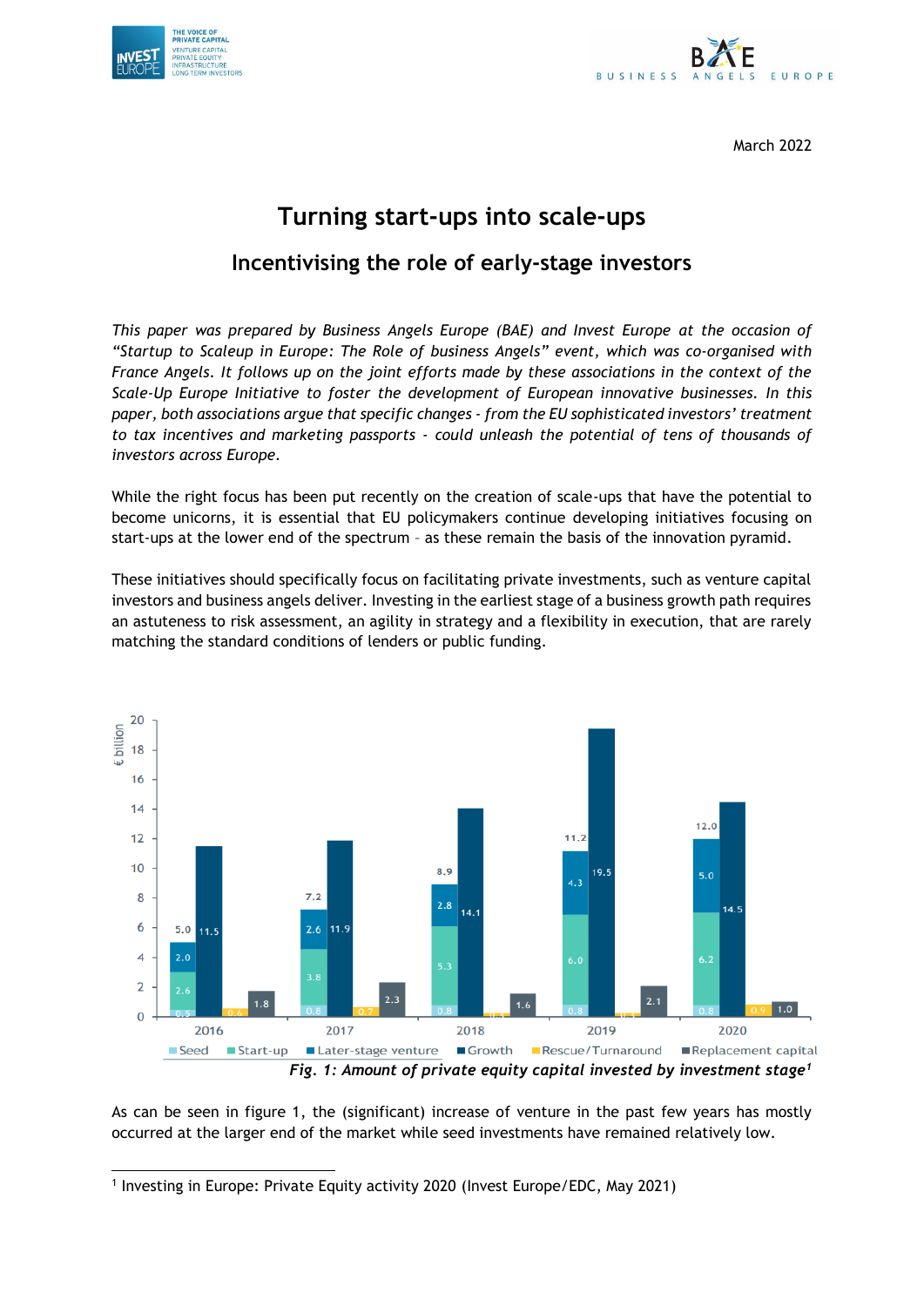March 2022

# Turning start-ups into scale-ups

## Incentivising the role of early-stage investors

*This paper was prepared by Business Angels Europe (BAE) and Invest Europe at the occasion of "Startup to Scaleup in Europe: The Role of business Angels" event, which was co-organised with France Angels. It follows up on the joint efforts made by these associations in the context of the Scale-Up Europe Initiative to foster the development of European innovative businesses. In this paper, both associations argue that specific changes - from the EU sophisticated investors' treatment to tax incentives and marketing passports - could unleash the potential of tens of thousands of investors across Europe.*

While the right focus has been put recently on the creation of scale-ups that have the potential to become unicorns, it is essential that EU policymakers continue developing initiatives focusing on start-ups at the lower end of the spectrum – as these remain the basis of the innovation pyramid.

These initiatives should specifically focus on facilitating private investments, such as venture capital investors and business angels deliver. Investing in the earliest stage of a business growth path requires an astuteness to risk assessment, an agility in strategy and a flexibility in execution, that are rarely matching the standard conditions of lenders or public funding.

***Fig. 1: Amount of private equity capital invested by investment stage***[1]

As can be seen in figure 1, the (significant) increase of venture in the past few years has mostly occurred at the larger end of the market while seed investments have remained relatively low.

---

[1] Investing in Europe: Private Equity activity 2020 (Invest Europe/EDC, May 2021)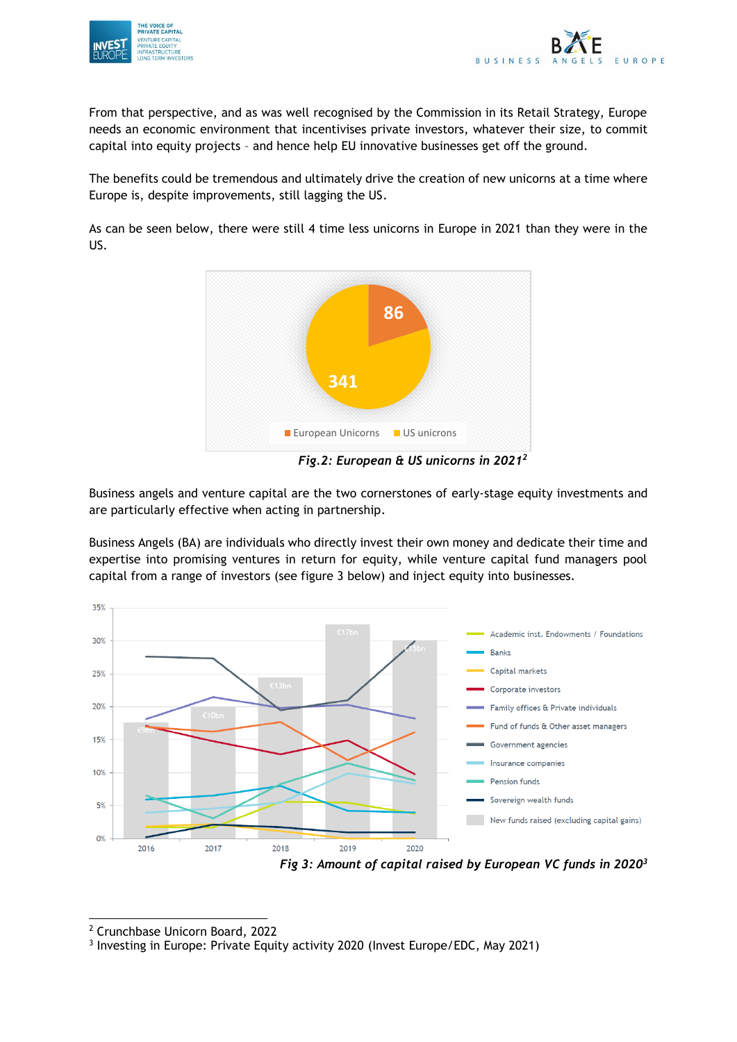From that perspective, and as was well recognised by the Commission in its Retail Strategy, Europe needs an economic environment that incentivises private investors, whatever their size, to commit capital into equity projects – and hence help EU innovative businesses get off the ground.

The benefits could be tremendous and ultimately drive the creation of new unicorns at a time where Europe is, despite improvements, still lagging the US.

As can be seen below, there were still 4 time less unicorns in Europe in 2021 than they were in the US.

*Fig.2: European & US unicorns in 2021*[2]

Business angels and venture capital are the two cornerstones of early-stage equity investments and are particularly effective when acting in partnership.

Business Angels (BA) are individuals who directly invest their own money and dedicate their time and expertise into promising ventures in return for equity, while venture capital fund managers pool capital from a range of investors (see figure 3 below) and inject equity into businesses.

*Fig 3: Amount of capital raised by European VC funds in 2020*[3]

---

[2] Crunchbase Unicorn Board, 2022

[3] Investing in Europe: Private Equity activity 2020 (Invest Europe/EDC, May 2021)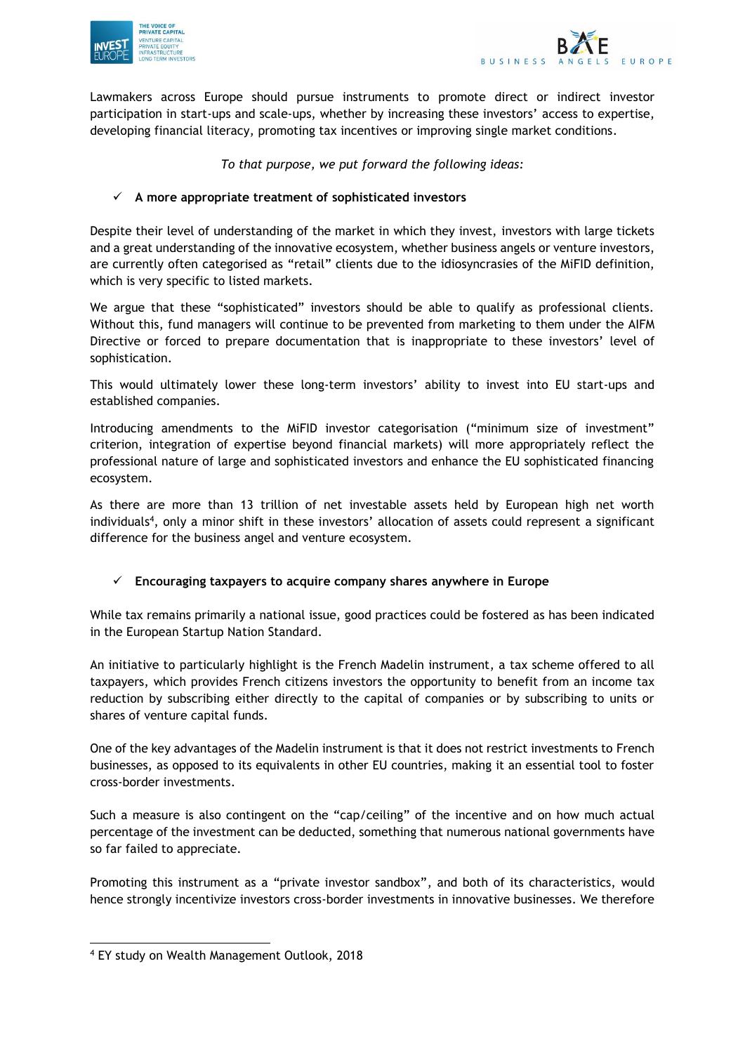Lawmakers across Europe should pursue instruments to promote direct or indirect investor participation in start-ups and scale-ups, whether by increasing these investors' access to expertise, developing financial literacy, promoting tax incentives or improving single market conditions.

*To that purpose, we put forward the following ideas:*

- ✓ **A more appropriate treatment of sophisticated investors**

Despite their level of understanding of the market in which they invest, investors with large tickets and a great understanding of the innovative ecosystem, whether business angels or venture investors, are currently often categorised as "retail" clients due to the idiosyncrasies of the MiFID definition, which is very specific to listed markets.

We argue that these "sophisticated" investors should be able to qualify as professional clients. Without this, fund managers will continue to be prevented from marketing to them under the AIFM Directive or forced to prepare documentation that is inappropriate to these investors' level of sophistication.

This would ultimately lower these long-term investors' ability to invest into EU start-ups and established companies.

Introducing amendments to the MiFID investor categorisation ("minimum size of investment" criterion, integration of expertise beyond financial markets) will more appropriately reflect the professional nature of large and sophisticated investors and enhance the EU sophisticated financing ecosystem.

As there are more than 13 trillion of net investable assets held by European high net worth individuals[4], only a minor shift in these investors' allocation of assets could represent a significant difference for the business angel and venture ecosystem.

- ✓ **Encouraging taxpayers to acquire company shares anywhere in Europe**

While tax remains primarily a national issue, good practices could be fostered as has been indicated in the European Startup Nation Standard.

An initiative to particularly highlight is the French Madelin instrument, a tax scheme offered to all taxpayers, which provides French citizens investors the opportunity to benefit from an income tax reduction by subscribing either directly to the capital of companies or by subscribing to units or shares of venture capital funds.

One of the key advantages of the Madelin instrument is that it does not restrict investments to French businesses, as opposed to its equivalents in other EU countries, making it an essential tool to foster cross-border investments.

Such a measure is also contingent on the "cap/ceiling" of the incentive and on how much actual percentage of the investment can be deducted, something that numerous national governments have so far failed to appreciate.

Promoting this instrument as a "private investor sandbox", and both of its characteristics, would hence strongly incentivize investors cross-border investments in innovative businesses. We therefore

[4] EY study on Wealth Management Outlook, 2018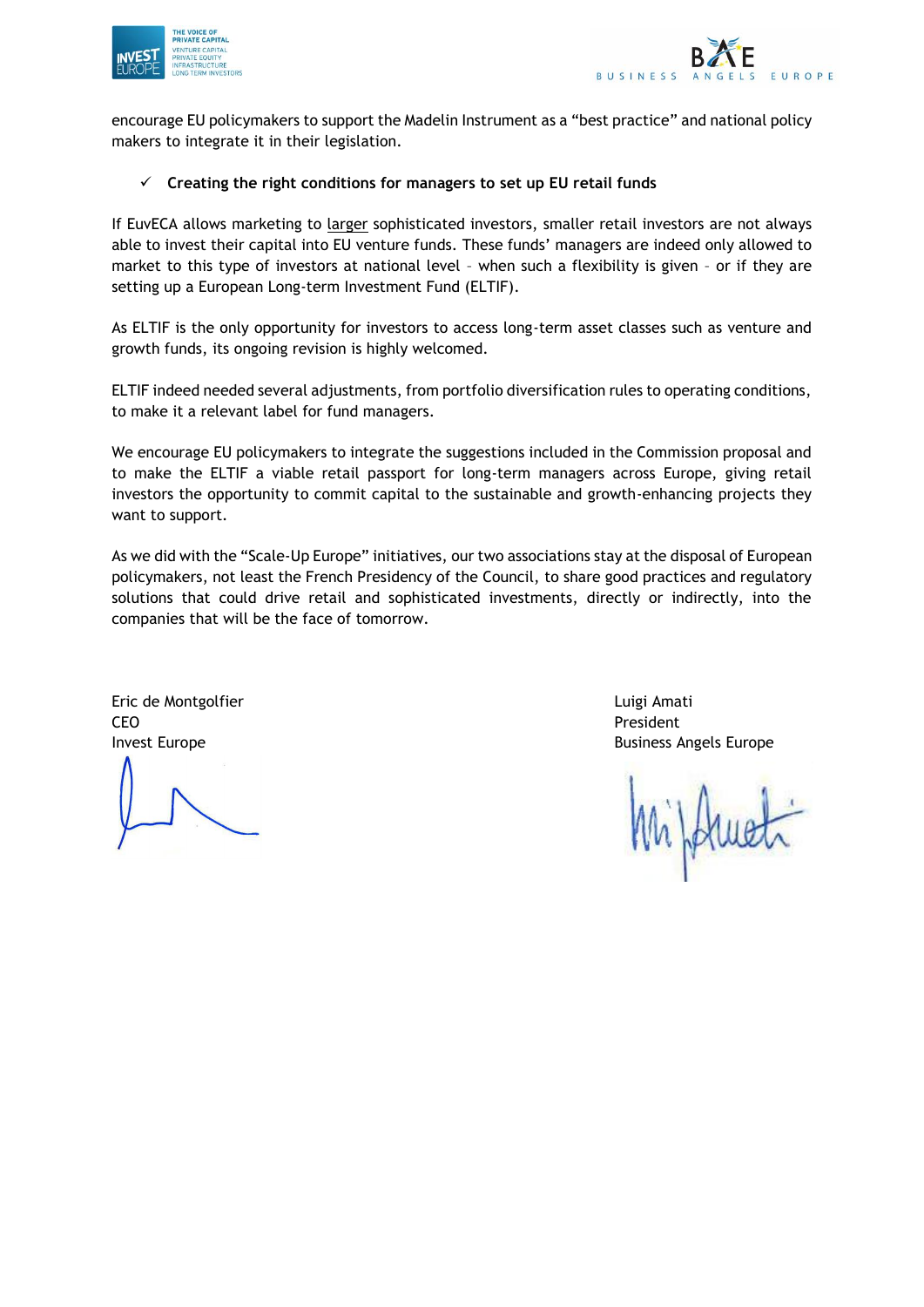encourage EU policymakers to support the Madelin Instrument as a "best practice" and national policy makers to integrate it in their legislation.

- ✓ **Creating the right conditions for managers to set up EU retail funds**

If EuvECA allows marketing to larger sophisticated investors, smaller retail investors are not always able to invest their capital into EU venture funds. These funds' managers are indeed only allowed to market to this type of investors at national level – when such a flexibility is given – or if they are setting up a European Long-term Investment Fund (ELTIF).

As ELTIF is the only opportunity for investors to access long-term asset classes such as venture and growth funds, its ongoing revision is highly welcomed.

ELTIF indeed needed several adjustments, from portfolio diversification rules to operating conditions, to make it a relevant label for fund managers.

We encourage EU policymakers to integrate the suggestions included in the Commission proposal and to make the ELTIF a viable retail passport for long-term managers across Europe, giving retail investors the opportunity to commit capital to the sustainable and growth-enhancing projects they want to support.

As we did with the "Scale-Up Europe" initiatives, our two associations stay at the disposal of European policymakers, not least the French Presidency of the Council, to share good practices and regulatory solutions that could drive retail and sophisticated investments, directly or indirectly, into the companies that will be the face of tomorrow.

Eric de Montgolfier
CEO
Invest Europe

Luigi Amati
President
Business Angels Europe